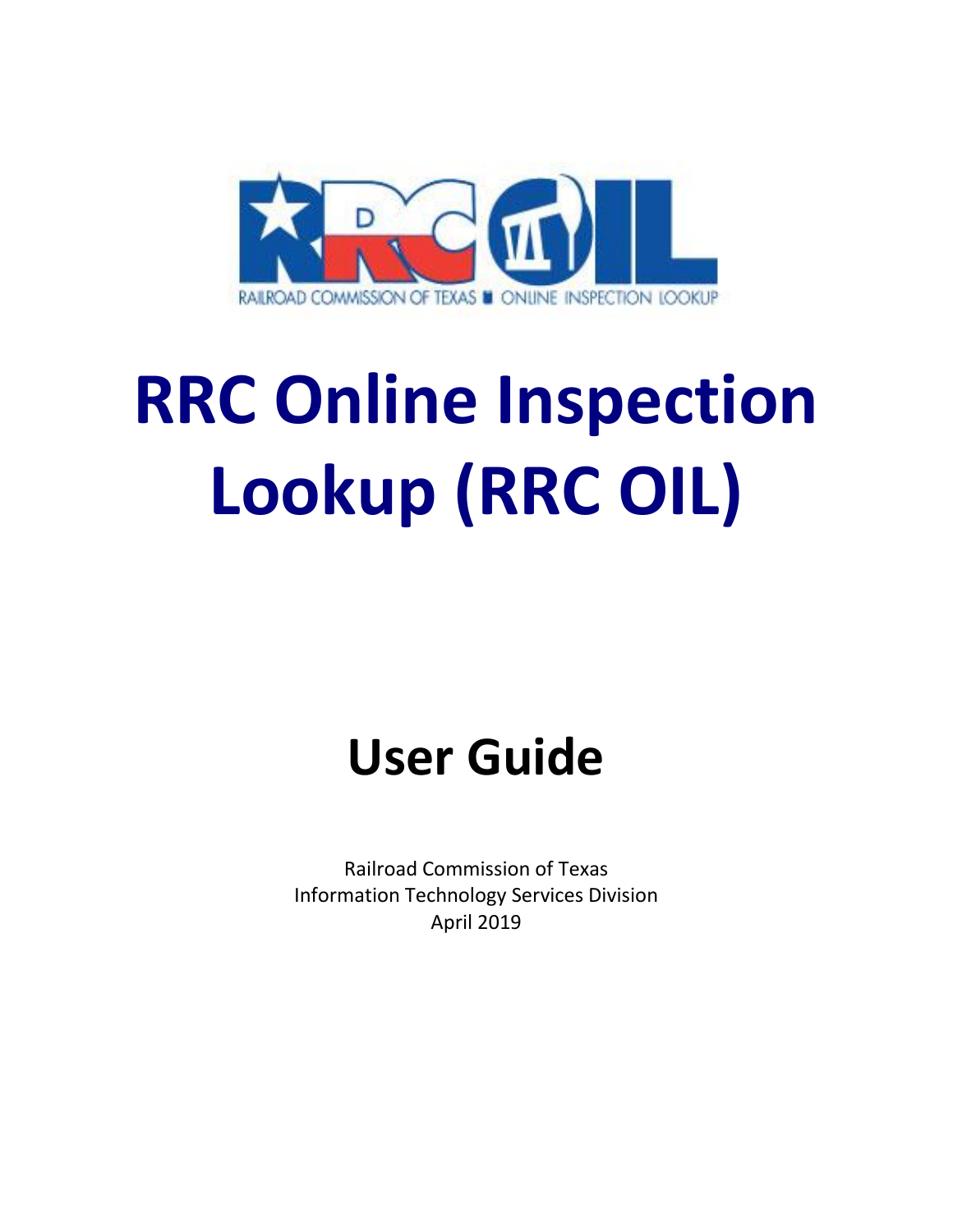# RRC Online Inspection Lookup (RRC OIL)

## User Guide

Railroad Commission of Texas
Information Technology Services Division
April 2019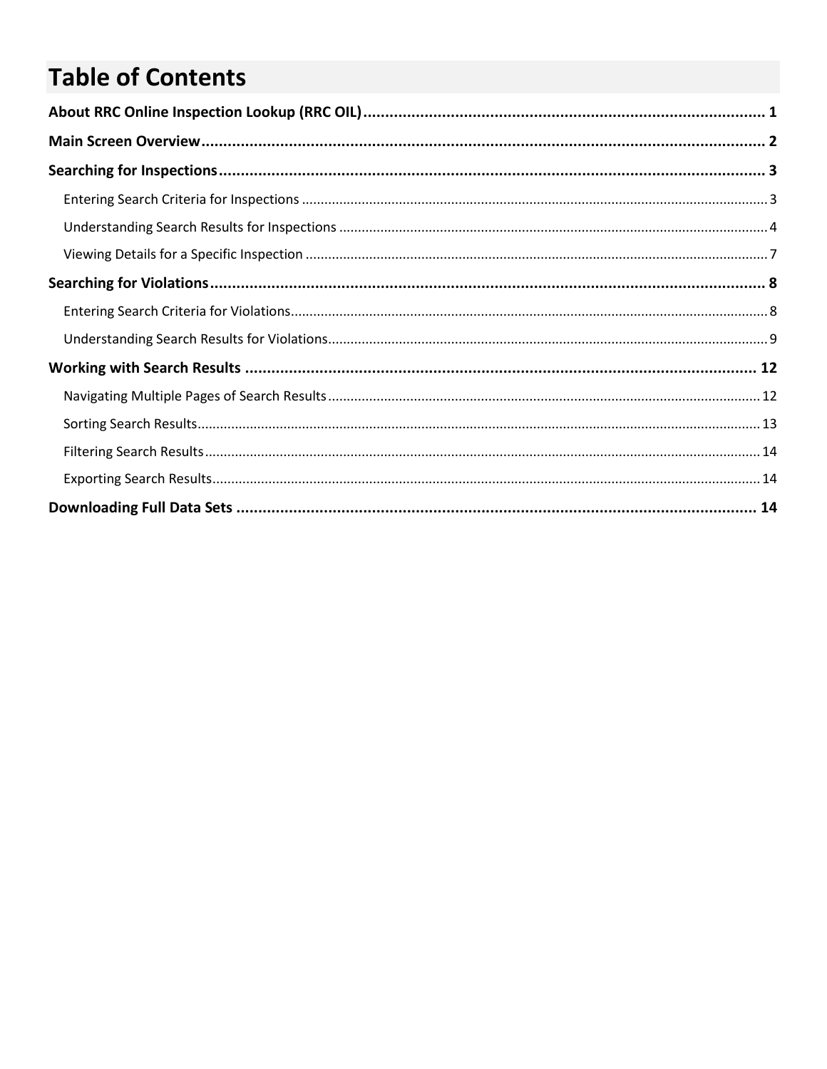# Table of Contents

**About RRC Online Inspection Lookup (RRC OIL)** .................................... 1

**Main Screen Overview** .................................... 2

**Searching for Inspections** .................................... 3

- Entering Search Criteria for Inspections .................................... 3
- Understanding Search Results for Inspections .................................... 4
- Viewing Details for a Specific Inspection .................................... 7

**Searching for Violations** .................................... 8

- Entering Search Criteria for Violations .................................... 8
- Understanding Search Results for Violations .................................... 9

**Working with Search Results** .................................... 12

- Navigating Multiple Pages of Search Results .................................... 12
- Sorting Search Results .................................... 13
- Filtering Search Results .................................... 14
- Exporting Search Results .................................... 14

**Downloading Full Data Sets** .................................... 14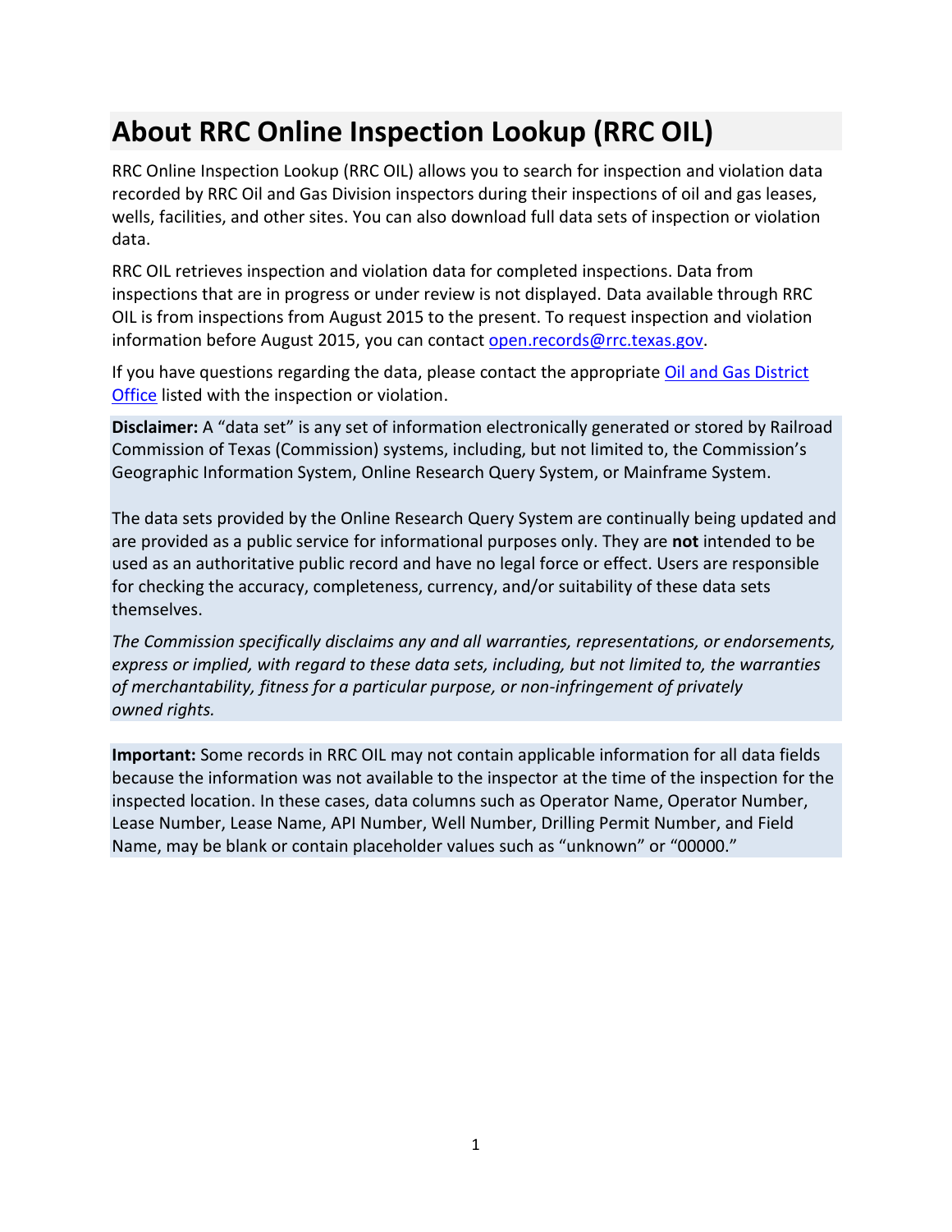# About RRC Online Inspection Lookup (RRC OIL)

RRC Online Inspection Lookup (RRC OIL) allows you to search for inspection and violation data recorded by RRC Oil and Gas Division inspectors during their inspections of oil and gas leases, wells, facilities, and other sites. You can also download full data sets of inspection or violation data.

RRC OIL retrieves inspection and violation data for completed inspections. Data from inspections that are in progress or under review is not displayed. Data available through RRC OIL is from inspections from August 2015 to the present. To request inspection and violation information before August 2015, you can contact open.records@rrc.texas.gov.

If you have questions regarding the data, please contact the appropriate Oil and Gas District Office listed with the inspection or violation.

**Disclaimer:** A "data set" is any set of information electronically generated or stored by Railroad Commission of Texas (Commission) systems, including, but not limited to, the Commission's Geographic Information System, Online Research Query System, or Mainframe System.

The data sets provided by the Online Research Query System are continually being updated and are provided as a public service for informational purposes only. They are **not** intended to be used as an authoritative public record and have no legal force or effect. Users are responsible for checking the accuracy, completeness, currency, and/or suitability of these data sets themselves.

*The Commission specifically disclaims any and all warranties, representations, or endorsements, express or implied, with regard to these data sets, including, but not limited to, the warranties of merchantability, fitness for a particular purpose, or non-infringement of privately owned rights.*

**Important:** Some records in RRC OIL may not contain applicable information for all data fields because the information was not available to the inspector at the time of the inspection for the inspected location. In these cases, data columns such as Operator Name, Operator Number, Lease Number, Lease Name, API Number, Well Number, Drilling Permit Number, and Field Name, may be blank or contain placeholder values such as "unknown" or "00000."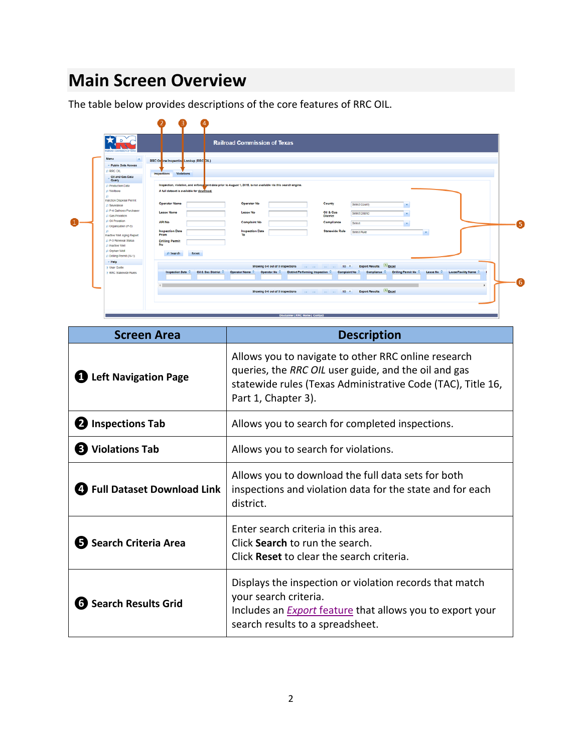# Main Screen Overview

The table below provides descriptions of the core features of RRC OIL.

| Screen Area | Description |
|---|---|
| **1 Left Navigation Page** | Allows you to navigate to other RRC online research queries, the *RRC OIL* user guide, and the oil and gas statewide rules (Texas Administrative Code (TAC), Title 16, Part 1, Chapter 3). |
| **2 Inspections Tab** | Allows you to search for completed inspections. |
| **3 Violations Tab** | Allows you to search for violations. |
| **4 Full Dataset Download Link** | Allows you to download the full data sets for both inspections and violation data for the state and for each district. |
| **5 Search Criteria Area** | Enter search criteria in this area.<br>Click **Search** to run the search.<br>Click **Reset** to clear the search criteria. |
| **6 Search Results Grid** | Displays the inspection or violation records that match your search criteria.<br>Includes an *Export feature* that allows you to export your search results to a spreadsheet. |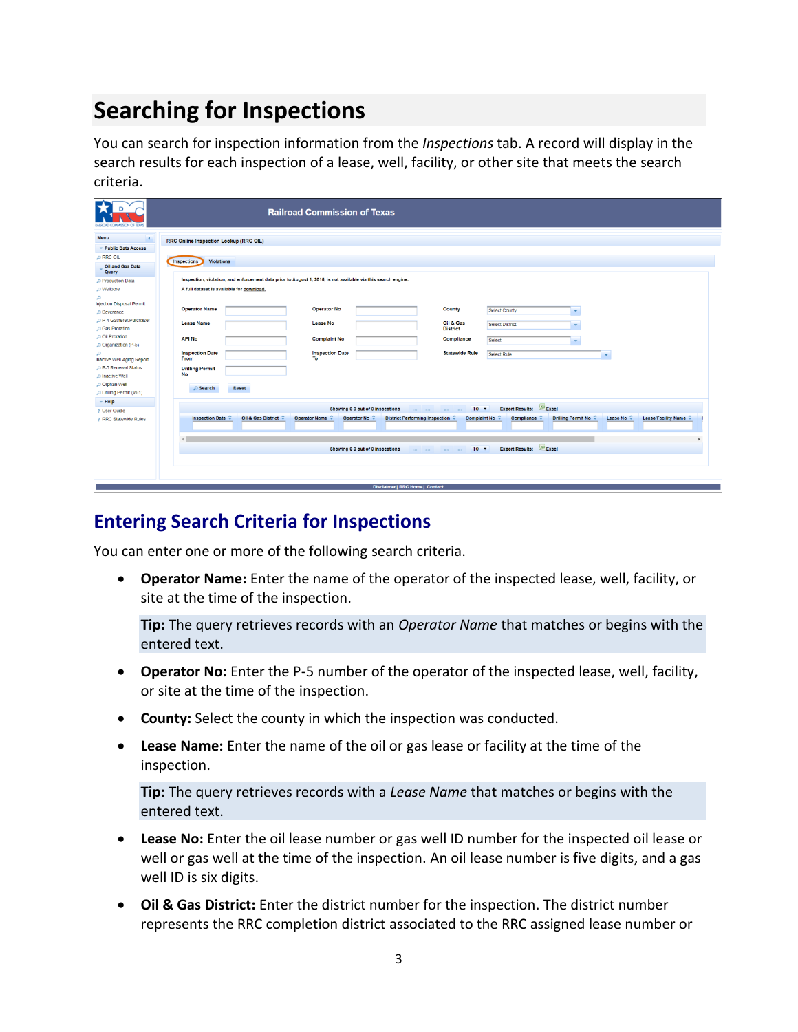# Searching for Inspections

You can search for inspection information from the *Inspections* tab. A record will display in the search results for each inspection of a lease, well, facility, or other site that meets the search criteria.

## Entering Search Criteria for Inspections

You can enter one or more of the following search criteria.

- **Operator Name:** Enter the name of the operator of the inspected lease, well, facility, or site at the time of the inspection.

  **Tip:** The query retrieves records with an *Operator Name* that matches or begins with the entered text.

- **Operator No:** Enter the P-5 number of the operator of the inspected lease, well, facility, or site at the time of the inspection.

- **County:** Select the county in which the inspection was conducted.

- **Lease Name:** Enter the name of the oil or gas lease or facility at the time of the inspection.

  **Tip:** The query retrieves records with a *Lease Name* that matches or begins with the entered text.

- **Lease No:** Enter the oil lease number or gas well ID number for the inspected oil lease or well or gas well at the time of the inspection. An oil lease number is five digits, and a gas well ID is six digits.

- **Oil & Gas District:** Enter the district number for the inspection. The district number represents the RRC completion district associated to the RRC assigned lease number or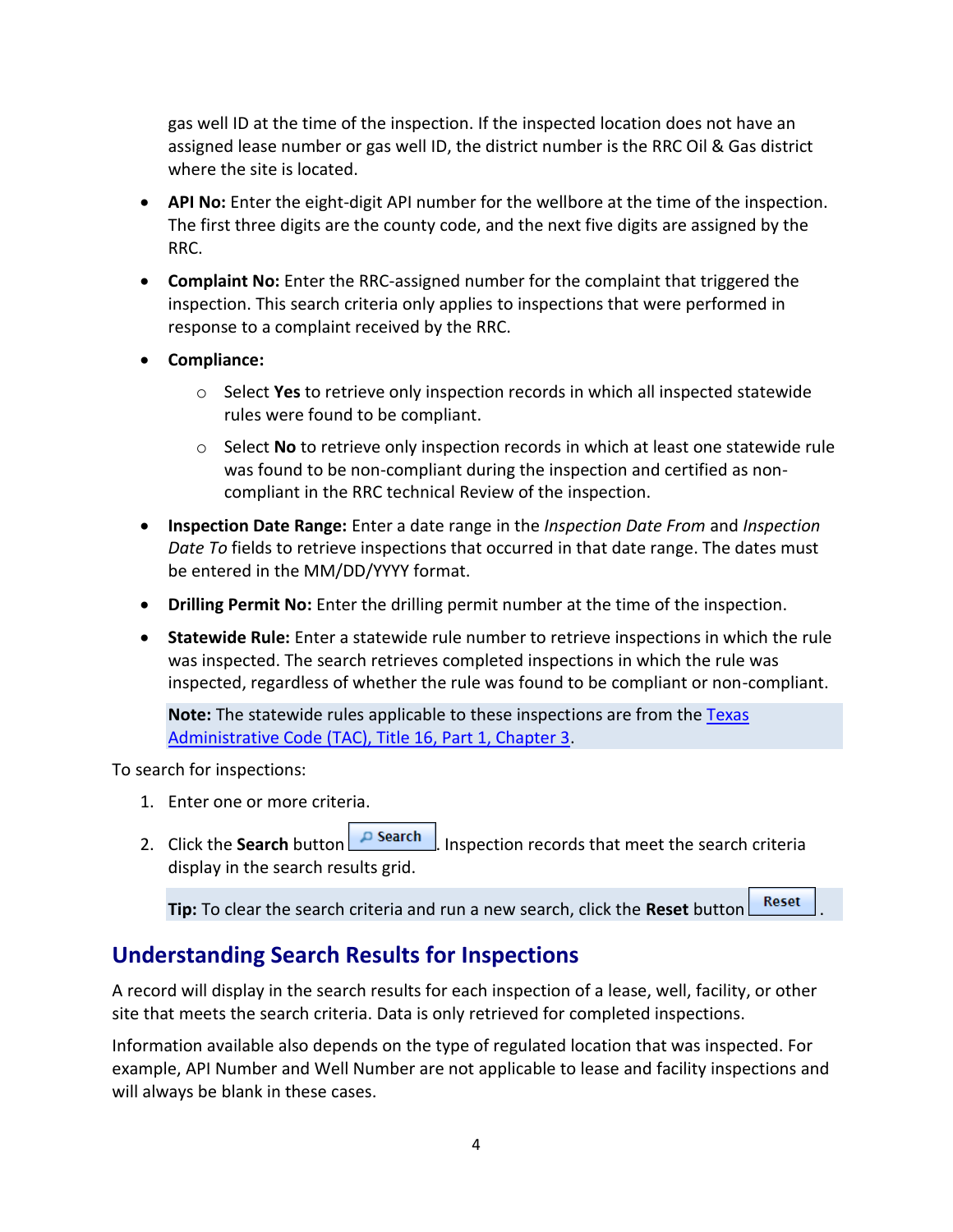gas well ID at the time of the inspection. If the inspected location does not have an assigned lease number or gas well ID, the district number is the RRC Oil & Gas district where the site is located.

- **API No:** Enter the eight-digit API number for the wellbore at the time of the inspection. The first three digits are the county code, and the next five digits are assigned by the RRC.
- **Complaint No:** Enter the RRC-assigned number for the complaint that triggered the inspection. This search criteria only applies to inspections that were performed in response to a complaint received by the RRC.
- **Compliance:**
    - Select **Yes** to retrieve only inspection records in which all inspected statewide rules were found to be compliant.
    - Select **No** to retrieve only inspection records in which at least one statewide rule was found to be non-compliant during the inspection and certified as non-compliant in the RRC technical Review of the inspection.
- **Inspection Date Range:** Enter a date range in the *Inspection Date From* and *Inspection Date To* fields to retrieve inspections that occurred in that date range. The dates must be entered in the MM/DD/YYYY format.
- **Drilling Permit No:** Enter the drilling permit number at the time of the inspection.
- **Statewide Rule:** Enter a statewide rule number to retrieve inspections in which the rule was inspected. The search retrieves completed inspections in which the rule was inspected, regardless of whether the rule was found to be compliant or non-compliant.

  **Note:** The statewide rules applicable to these inspections are from the Texas Administrative Code (TAC), Title 16, Part 1, Chapter 3.

To search for inspections:

1. Enter one or more criteria.
2. Click the **Search** button Search. Inspection records that meet the search criteria display in the search results grid.

**Tip:** To clear the search criteria and run a new search, click the **Reset** button Reset.

## Understanding Search Results for Inspections

A record will display in the search results for each inspection of a lease, well, facility, or other site that meets the search criteria. Data is only retrieved for completed inspections.

Information available also depends on the type of regulated location that was inspected. For example, API Number and Well Number are not applicable to lease and facility inspections and will always be blank in these cases.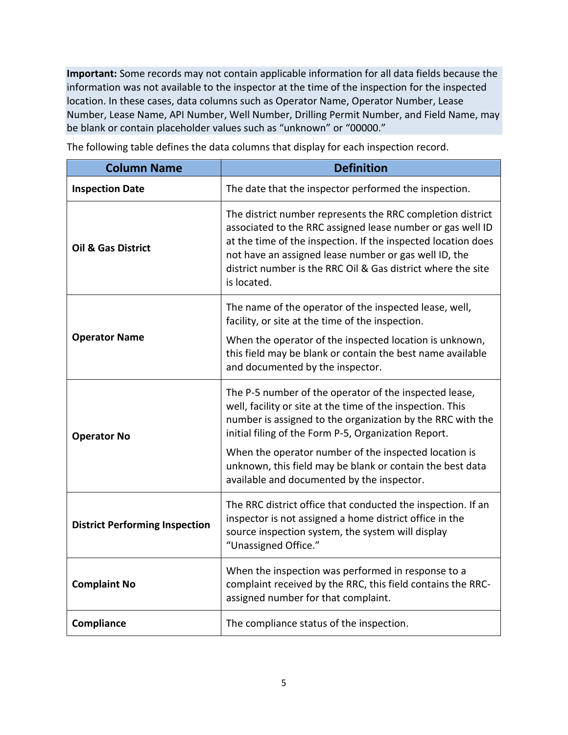**Important:** Some records may not contain applicable information for all data fields because the information was not available to the inspector at the time of the inspection for the inspected location. In these cases, data columns such as Operator Name, Operator Number, Lease Number, Lease Name, API Number, Well Number, Drilling Permit Number, and Field Name, may be blank or contain placeholder values such as "unknown" or "00000."

The following table defines the data columns that display for each inspection record.

| Column Name | Definition |
| --- | --- |
| **Inspection Date** | The date that the inspector performed the inspection. |
| **Oil & Gas District** | The district number represents the RRC completion district associated to the RRC assigned lease number or gas well ID at the time of the inspection. If the inspected location does not have an assigned lease number or gas well ID, the district number is the RRC Oil & Gas district where the site is located. |
| **Operator Name** | The name of the operator of the inspected lease, well, facility, or site at the time of the inspection.<br><br>When the operator of the inspected location is unknown, this field may be blank or contain the best name available and documented by the inspector. |
| **Operator No** | The P-5 number of the operator of the inspected lease, well, facility or site at the time of the inspection. This number is assigned to the organization by the RRC with the initial filing of the Form P-5, Organization Report.<br><br>When the operator number of the inspected location is unknown, this field may be blank or contain the best data available and documented by the inspector. |
| **District Performing Inspection** | The RRC district office that conducted the inspection. If an inspector is not assigned a home district office in the source inspection system, the system will display "Unassigned Office." |
| **Complaint No** | When the inspection was performed in response to a complaint received by the RRC, this field contains the RRC-assigned number for that complaint. |
| **Compliance** | The compliance status of the inspection. |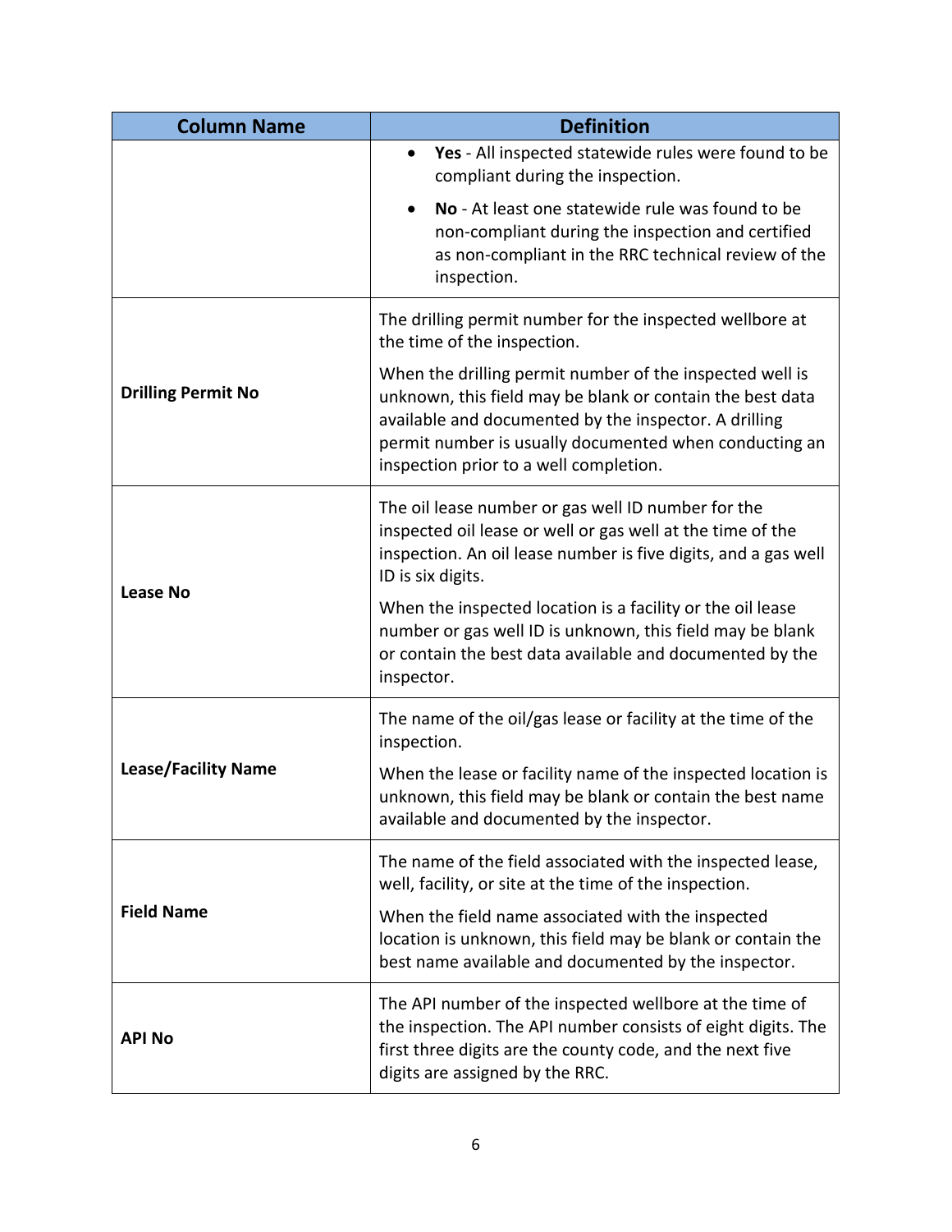| Column Name | Definition |
|---|---|
| | • **Yes** - All inspected statewide rules were found to be compliant during the inspection.<br>• **No** - At least one statewide rule was found to be non-compliant during the inspection and certified as non-compliant in the RRC technical review of the inspection. |
| **Drilling Permit No** | The drilling permit number for the inspected wellbore at the time of the inspection.<br><br>When the drilling permit number of the inspected well is unknown, this field may be blank or contain the best data available and documented by the inspector. A drilling permit number is usually documented when conducting an inspection prior to a well completion. |
| **Lease No** | The oil lease number or gas well ID number for the inspected oil lease or well or gas well at the time of the inspection. An oil lease number is five digits, and a gas well ID is six digits.<br><br>When the inspected location is a facility or the oil lease number or gas well ID is unknown, this field may be blank or contain the best data available and documented by the inspector. |
| **Lease/Facility Name** | The name of the oil/gas lease or facility at the time of the inspection.<br><br>When the lease or facility name of the inspected location is unknown, this field may be blank or contain the best name available and documented by the inspector. |
| **Field Name** | The name of the field associated with the inspected lease, well, facility, or site at the time of the inspection.<br><br>When the field name associated with the inspected location is unknown, this field may be blank or contain the best name available and documented by the inspector. |
| **API No** | The API number of the inspected wellbore at the time of the inspection. The API number consists of eight digits. The first three digits are the county code, and the next five digits are assigned by the RRC. |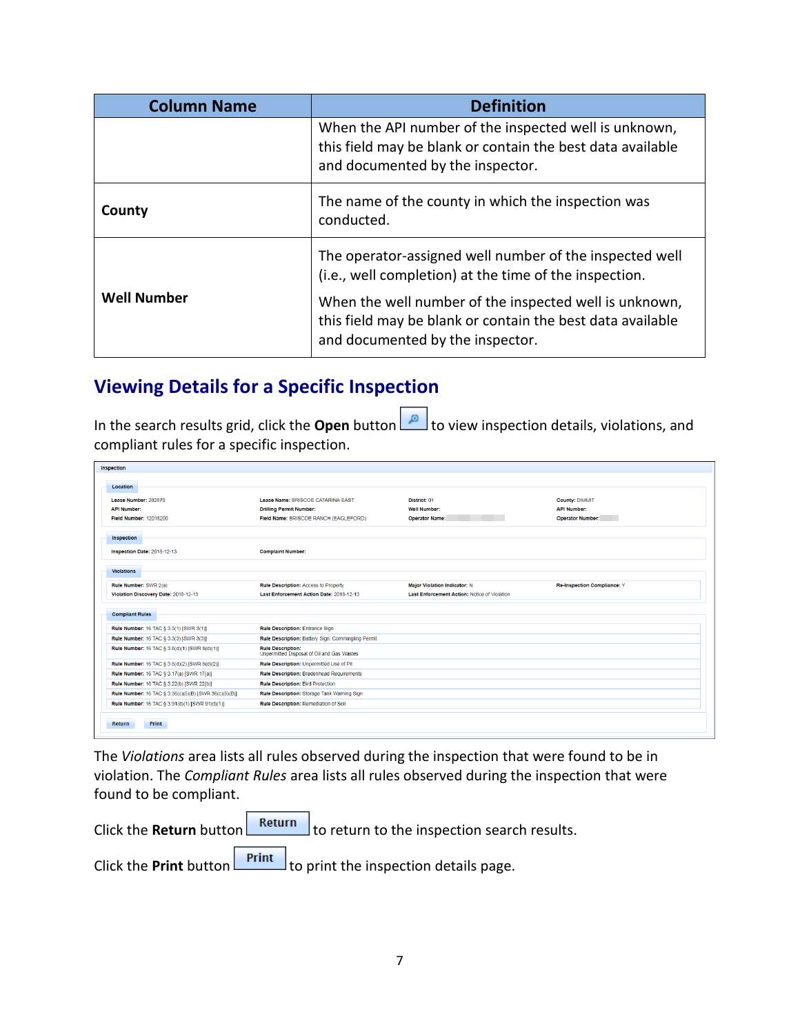| Column Name | Definition |
|---|---|
| | When the API number of the inspected well is unknown, this field may be blank or contain the best data available and documented by the inspector. |
| **County** | The name of the county in which the inspection was conducted. |
| **Well Number** | The operator-assigned well number of the inspected well (i.e., well completion) at the time of the inspection.<br><br>When the well number of the inspected well is unknown, this field may be blank or contain the best data available and documented by the inspector. |

## Viewing Details for a Specific Inspection

In the search results grid, click the **Open** button to view inspection details, violations, and compliant rules for a specific inspection.

Inspection

Location

Lease Number: 282870 | Lease Name: BRISCOE CATARINA EAST | District: 01 | County: DIMMIT
API Number: | Drilling Permit Number: | Well Number: | API Number:
Field Number: 12018200 | Field Name: BRISCOE RANCH (EAGLEFORD) | Operator Name: | Operator Number:

Inspection

Inspection Date: 2018-12-13 | Complaint Number:

Violations

| | | | |
|---|---|---|---|
| Rule Number: SWR 2(a) | Rule Description: Access to Property | Major Violation Indicator: N | Re-Inspection Compliance: Y |
| Violation Discovery Date: 2018-12-13 | Last Enforcement Action Date: 2018-12-13 | Last Enforcement Action: Notice of Violation | |

Compliant Rules

| | |
|---|---|
| Rule Number: 16 TAC § 3.3(1) [SWR 3(1)] | Rule Description: Entrance Sign |
| Rule Number: 16 TAC § 3.3(3) [SWR 3(3)] | Rule Description: Battery Sign; Commingling Permit |
| Rule Number: 16 TAC § 3.8(d)(1) [SWR 8(d)(1)] | Rule Description: Unpermitted Disposal of Oil and Gas Wastes |
| Rule Number: 16 TAC § 3.8(d)(2) [SWR 8(d)(2)] | Rule Description: Unpermitted Use of Pit |
| Rule Number: 16 TAC § 3.17(a) [SWR 17(a)] | Rule Description: Bradenhead Requirements |
| Rule Number: 16 TAC § 3.22(b) [SWR 22(b)] | Rule Description: Bird Protection |
| Rule Number: 16 TAC § 3.36(c)(5)(B) [SWR 36(c)(5)(B)] | Rule Description: Storage Tank Warning Sign |
| Rule Number: 16 TAC § 3.91(d)(1) [SWR 91(d)(1)] | Rule Description: Remediation of Soil |

Return Print

The *Violations* area lists all rules observed during the inspection that were found to be in violation. The *Compliant Rules* area lists all rules observed during the inspection that were found to be compliant.

Click the **Return** button **Return** to return to the inspection search results.

Click the **Print** button **Print** to print the inspection details page.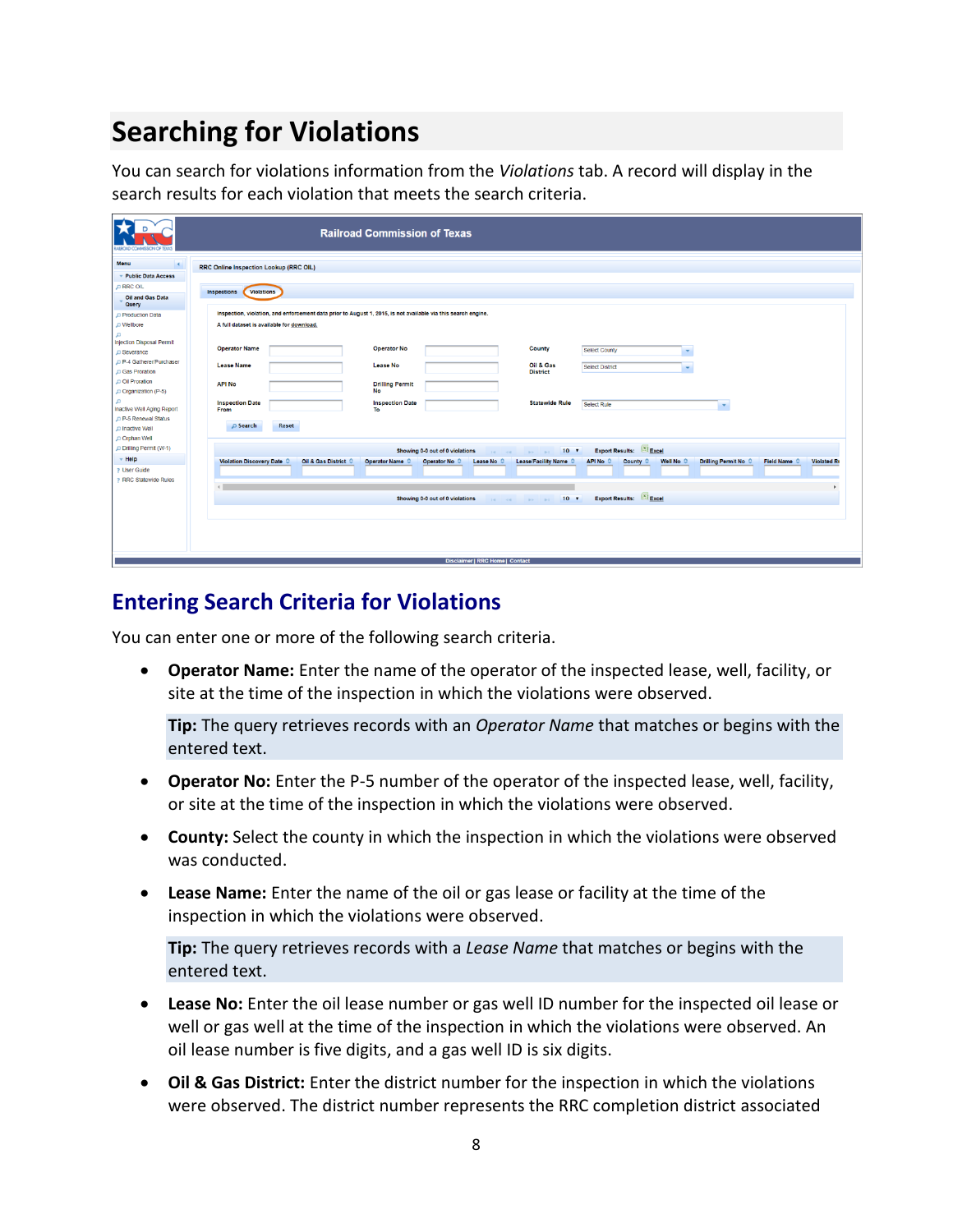# Searching for Violations

You can search for violations information from the *Violations* tab. A record will display in the search results for each violation that meets the search criteria.

## Entering Search Criteria for Violations

You can enter one or more of the following search criteria.

- **Operator Name:** Enter the name of the operator of the inspected lease, well, facility, or site at the time of the inspection in which the violations were observed.

  **Tip:** The query retrieves records with an *Operator Name* that matches or begins with the entered text.

- **Operator No:** Enter the P-5 number of the operator of the inspected lease, well, facility, or site at the time of the inspection in which the violations were observed.

- **County:** Select the county in which the inspection in which the violations were observed was conducted.

- **Lease Name:** Enter the name of the oil or gas lease or facility at the time of the inspection in which the violations were observed.

  **Tip:** The query retrieves records with a *Lease Name* that matches or begins with the entered text.

- **Lease No:** Enter the oil lease number or gas well ID number for the inspected oil lease or well or gas well at the time of the inspection in which the violations were observed. An oil lease number is five digits, and a gas well ID is six digits.

- **Oil & Gas District:** Enter the district number for the inspection in which the violations were observed. The district number represents the RRC completion district associated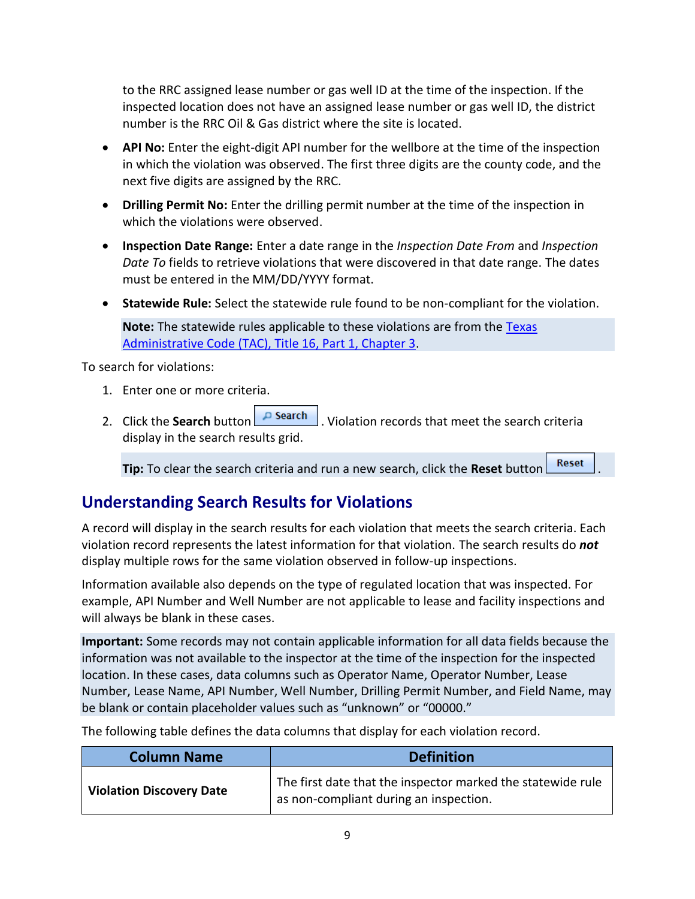to the RRC assigned lease number or gas well ID at the time of the inspection. If the inspected location does not have an assigned lease number or gas well ID, the district number is the RRC Oil & Gas district where the site is located.

- **API No:** Enter the eight-digit API number for the wellbore at the time of the inspection in which the violation was observed. The first three digits are the county code, and the next five digits are assigned by the RRC.
- **Drilling Permit No:** Enter the drilling permit number at the time of the inspection in which the violations were observed.
- **Inspection Date Range:** Enter a date range in the *Inspection Date From* and *Inspection Date To* fields to retrieve violations that were discovered in that date range. The dates must be entered in the MM/DD/YYYY format.
- **Statewide Rule:** Select the statewide rule found to be non-compliant for the violation.

  **Note:** The statewide rules applicable to these violations are from the Texas Administrative Code (TAC), Title 16, Part 1, Chapter 3.

To search for violations:

1. Enter one or more criteria.
2. Click the **Search** button [Search]. Violation records that meet the search criteria display in the search results grid.

   **Tip:** To clear the search criteria and run a new search, click the **Reset** button [Reset].

## Understanding Search Results for Violations

A record will display in the search results for each violation that meets the search criteria. Each violation record represents the latest information for that violation. The search results do ***not*** display multiple rows for the same violation observed in follow-up inspections.

Information available also depends on the type of regulated location that was inspected. For example, API Number and Well Number are not applicable to lease and facility inspections and will always be blank in these cases.

**Important:** Some records may not contain applicable information for all data fields because the information was not available to the inspector at the time of the inspection for the inspected location. In these cases, data columns such as Operator Name, Operator Number, Lease Number, Lease Name, API Number, Well Number, Drilling Permit Number, and Field Name, may be blank or contain placeholder values such as "unknown" or "00000."

The following table defines the data columns that display for each violation record.

| Column Name | Definition |
|---|---|
| **Violation Discovery Date** | The first date that the inspector marked the statewide rule as non-compliant during an inspection. |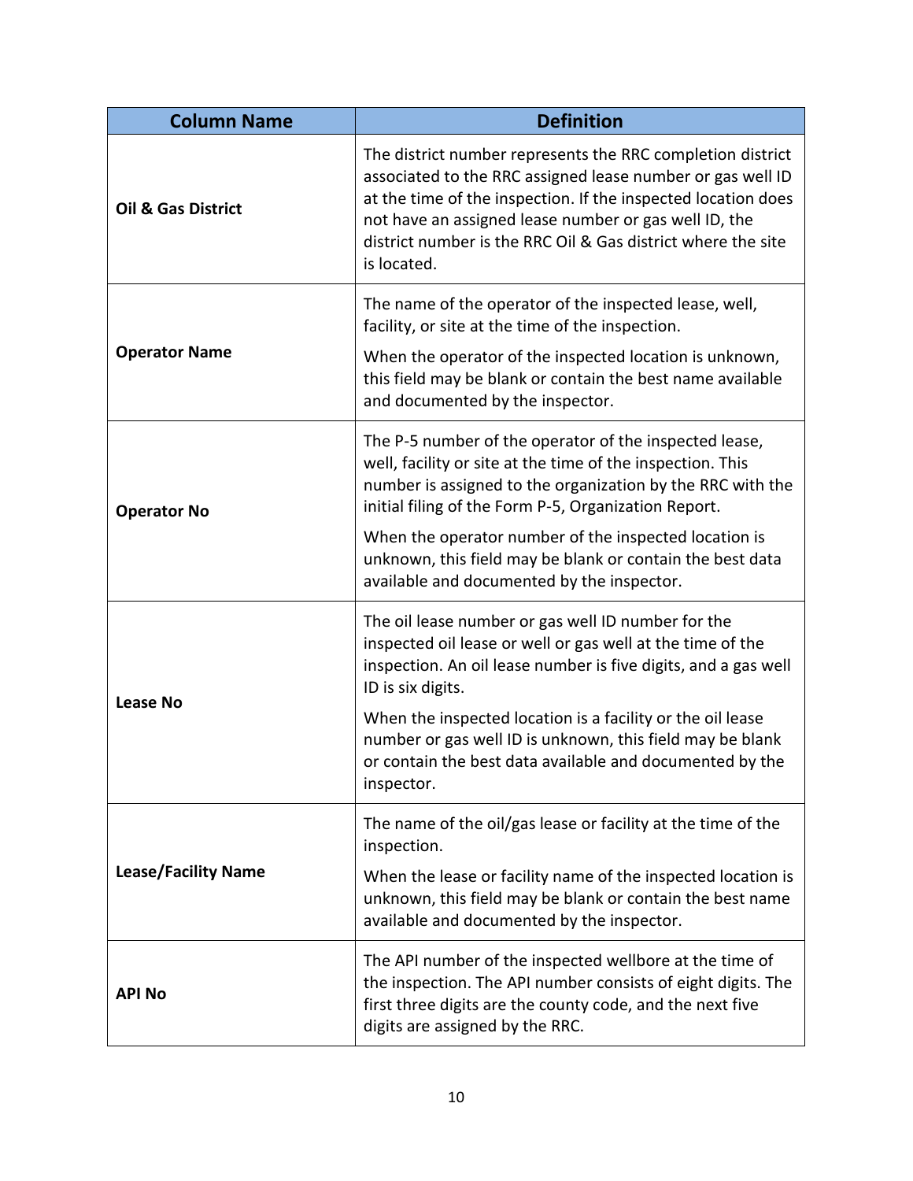| Column Name | Definition |
| --- | --- |
| **Oil & Gas District** | The district number represents the RRC completion district associated to the RRC assigned lease number or gas well ID at the time of the inspection. If the inspected location does not have an assigned lease number or gas well ID, the district number is the RRC Oil & Gas district where the site is located. |
| **Operator Name** | The name of the operator of the inspected lease, well, facility, or site at the time of the inspection.<br><br>When the operator of the inspected location is unknown, this field may be blank or contain the best name available and documented by the inspector. |
| **Operator No** | The P-5 number of the operator of the inspected lease, well, facility or site at the time of the inspection. This number is assigned to the organization by the RRC with the initial filing of the Form P-5, Organization Report.<br><br>When the operator number of the inspected location is unknown, this field may be blank or contain the best data available and documented by the inspector. |
| **Lease No** | The oil lease number or gas well ID number for the inspected oil lease or well or gas well at the time of the inspection. An oil lease number is five digits, and a gas well ID is six digits.<br><br>When the inspected location is a facility or the oil lease number or gas well ID is unknown, this field may be blank or contain the best data available and documented by the inspector. |
| **Lease/Facility Name** | The name of the oil/gas lease or facility at the time of the inspection.<br><br>When the lease or facility name of the inspected location is unknown, this field may be blank or contain the best name available and documented by the inspector. |
| **API No** | The API number of the inspected wellbore at the time of the inspection. The API number consists of eight digits. The first three digits are the county code, and the next five digits are assigned by the RRC. |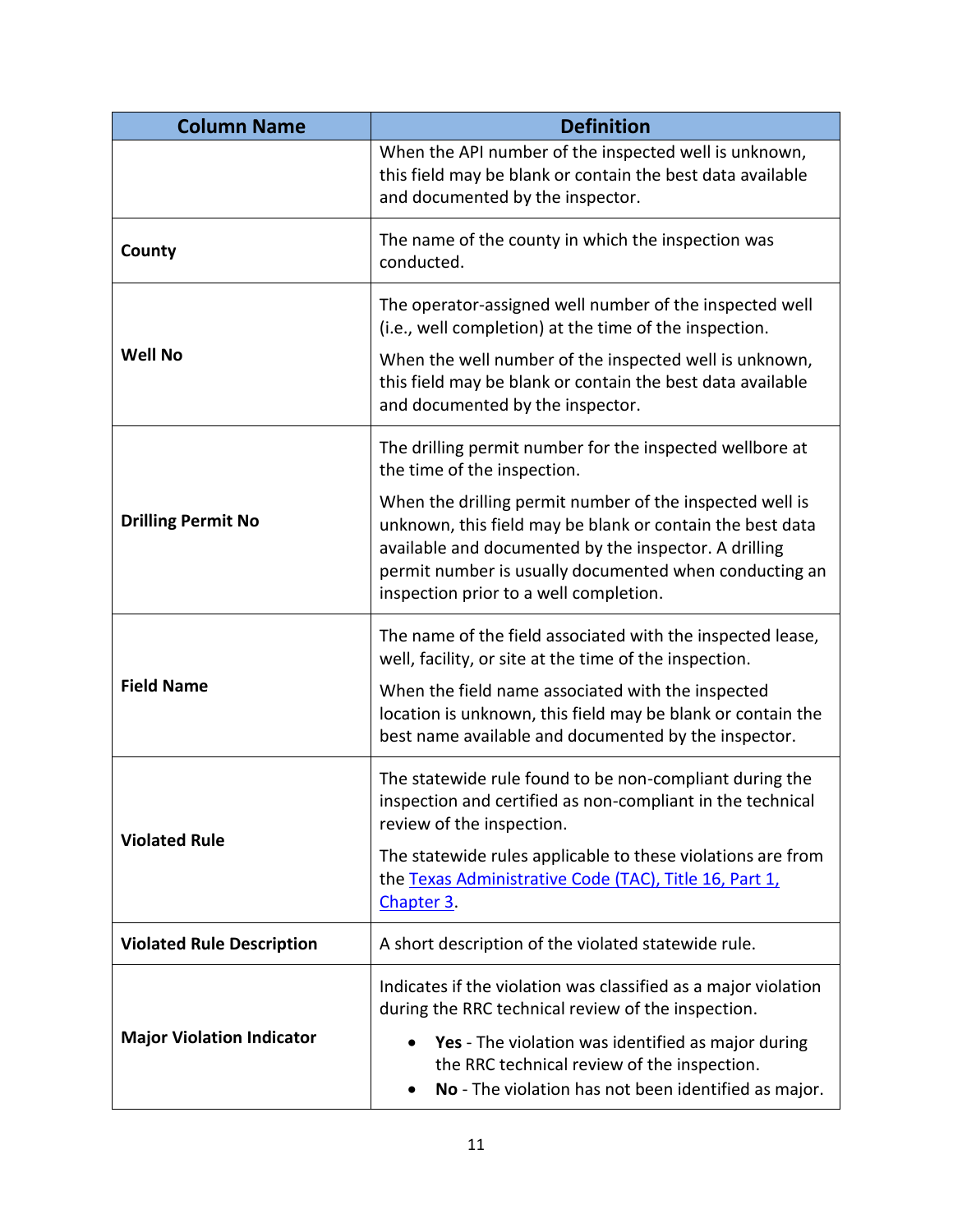| Column Name | Definition |
|---|---|
| | When the API number of the inspected well is unknown, this field may be blank or contain the best data available and documented by the inspector. |
| **County** | The name of the county in which the inspection was conducted. |
| **Well No** | The operator-assigned well number of the inspected well (i.e., well completion) at the time of the inspection.<br><br>When the well number of the inspected well is unknown, this field may be blank or contain the best data available and documented by the inspector. |
| **Drilling Permit No** | The drilling permit number for the inspected wellbore at the time of the inspection.<br><br>When the drilling permit number of the inspected well is unknown, this field may be blank or contain the best data available and documented by the inspector. A drilling permit number is usually documented when conducting an inspection prior to a well completion. |
| **Field Name** | The name of the field associated with the inspected lease, well, facility, or site at the time of the inspection.<br><br>When the field name associated with the inspected location is unknown, this field may be blank or contain the best name available and documented by the inspector. |
| **Violated Rule** | The statewide rule found to be non-compliant during the inspection and certified as non-compliant in the technical review of the inspection.<br><br>The statewide rules applicable to these violations are from the Texas Administrative Code (TAC), Title 16, Part 1, Chapter 3. |
| **Violated Rule Description** | A short description of the violated statewide rule. |
| **Major Violation Indicator** | Indicates if the violation was classified as a major violation during the RRC technical review of the inspection.<br><br>• **Yes** - The violation was identified as major during the RRC technical review of the inspection.<br>• **No** - The violation has not been identified as major. |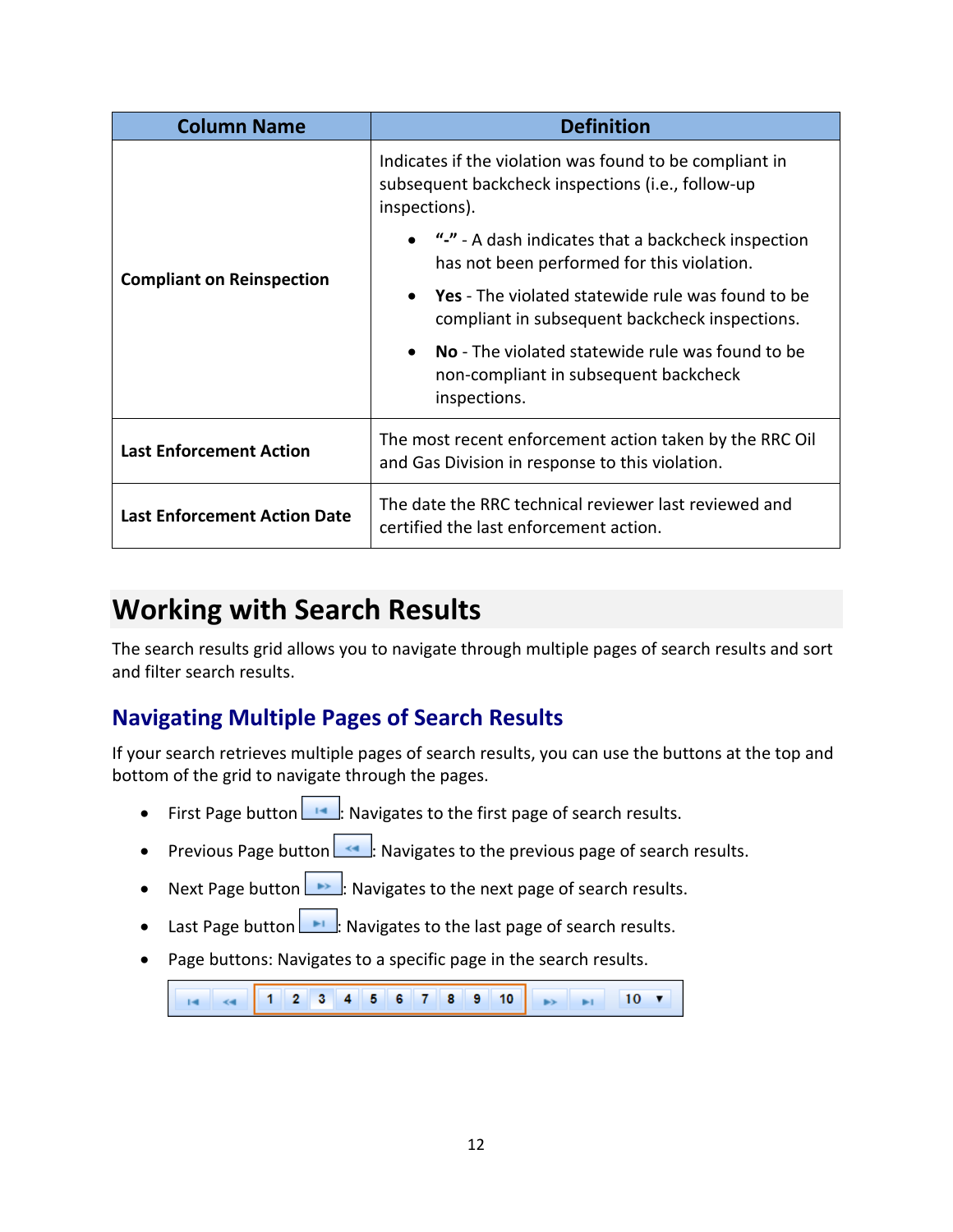| Column Name | Definition |
| --- | --- |
| **Compliant on Reinspection** | Indicates if the violation was found to be compliant in subsequent backcheck inspections (i.e., follow-up inspections).<br><br>• **"-"** - A dash indicates that a backcheck inspection has not been performed for this violation.<br>• **Yes** - The violated statewide rule was found to be compliant in subsequent backcheck inspections.<br>• **No** - The violated statewide rule was found to be non-compliant in subsequent backcheck inspections. |
| **Last Enforcement Action** | The most recent enforcement action taken by the RRC Oil and Gas Division in response to this violation. |
| **Last Enforcement Action Date** | The date the RRC technical reviewer last reviewed and certified the last enforcement action. |

# Working with Search Results

The search results grid allows you to navigate through multiple pages of search results and sort and filter search results.

## Navigating Multiple Pages of Search Results

If your search retrieves multiple pages of search results, you can use the buttons at the top and bottom of the grid to navigate through the pages.

- First Page button: Navigates to the first page of search results.
- Previous Page button: Navigates to the previous page of search results.
- Next Page button: Navigates to the next page of search results.
- Last Page button: Navigates to the last page of search results.
- Page buttons: Navigates to a specific page in the search results.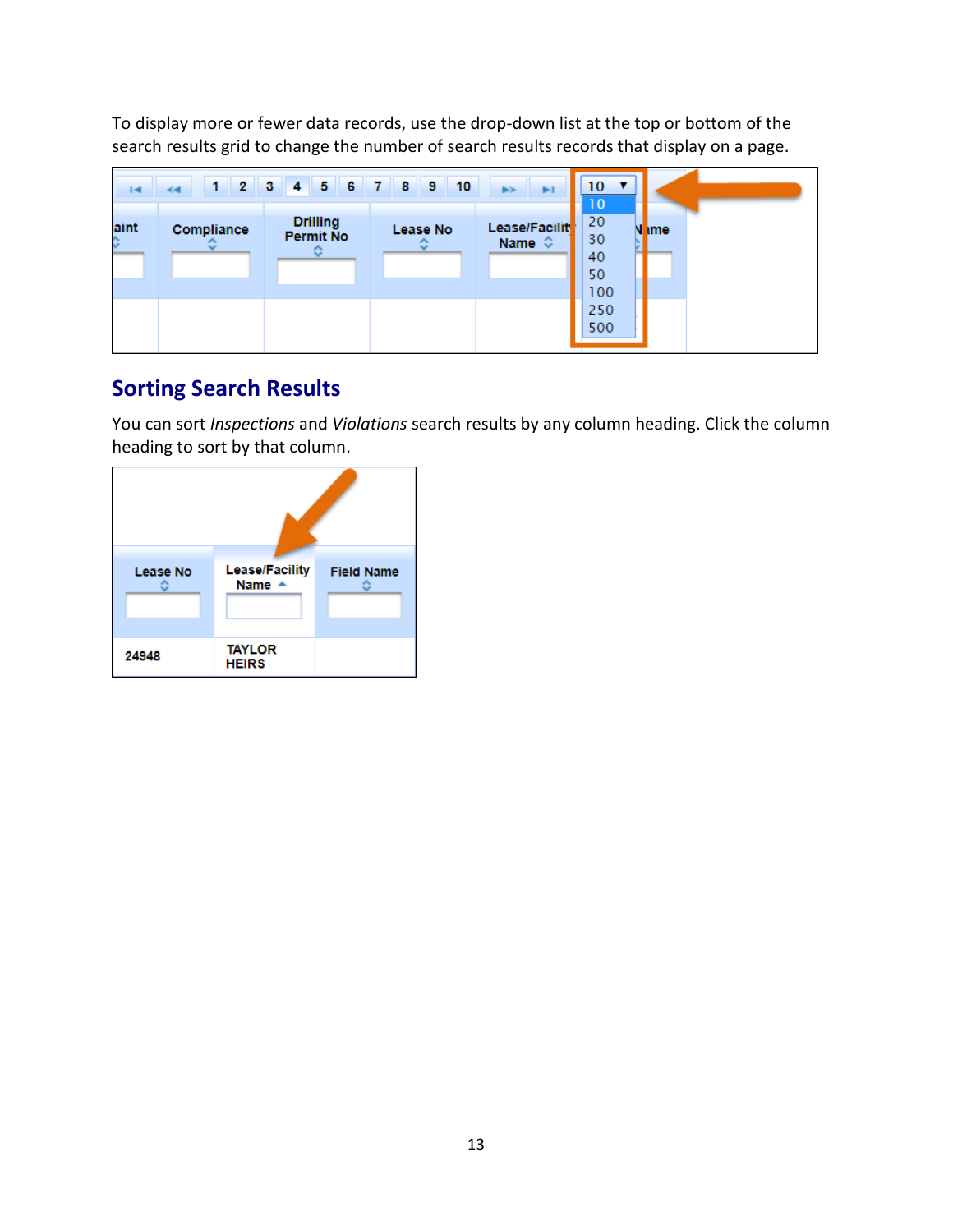To display more or fewer data records, use the drop-down list at the top or bottom of the search results grid to change the number of search results records that display on a page.

## Sorting Search Results

You can sort *Inspections* and *Violations* search results by any column heading. Click the column heading to sort by that column.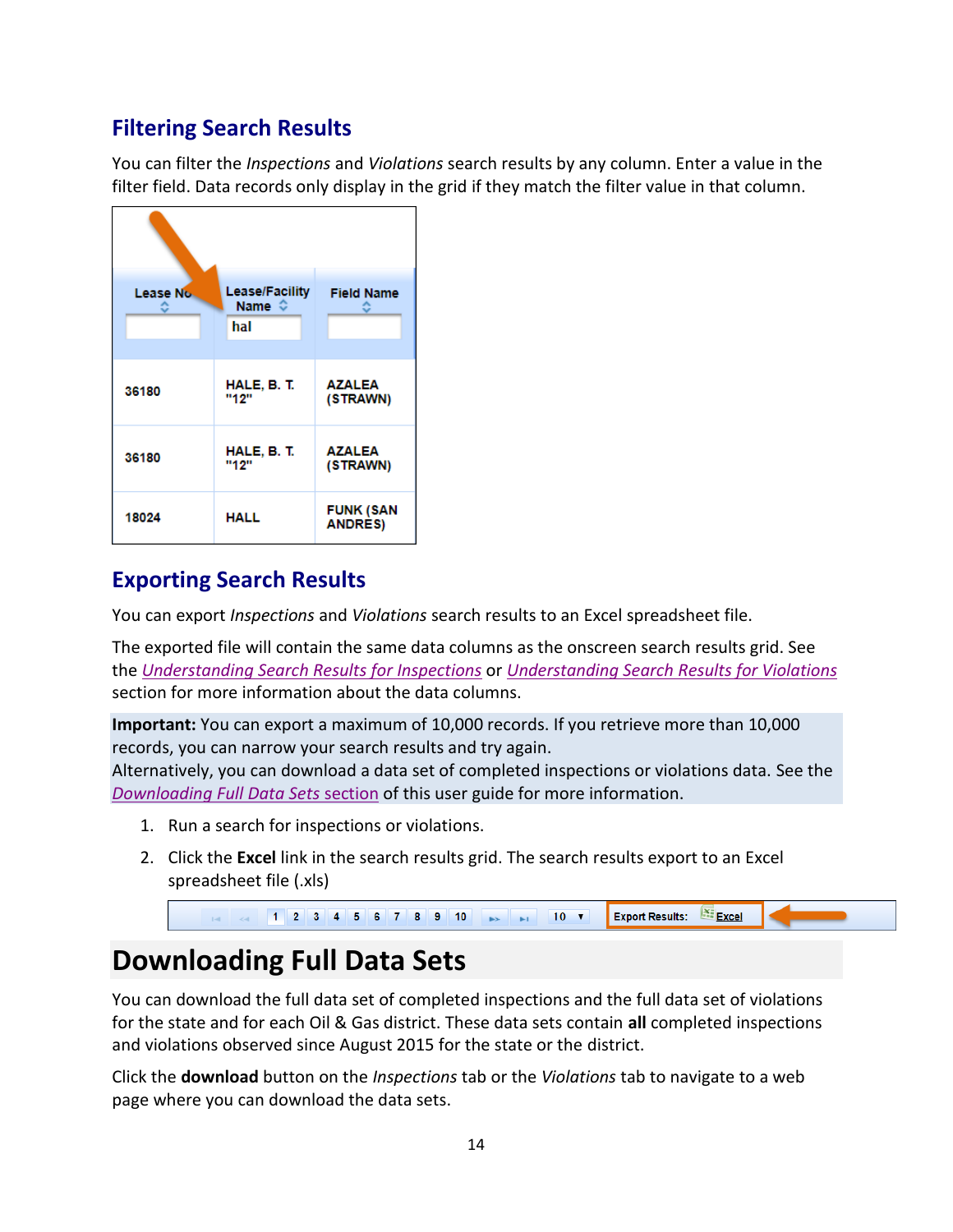## Filtering Search Results

You can filter the *Inspections* and *Violations* search results by any column. Enter a value in the filter field. Data records only display in the grid if they match the filter value in that column.

| Lease No | Lease/Facility Name | Field Name |
|---|---|---|
| | hal | |
| 36180 | HALE, B. T. "12" | AZALEA (STRAWN) |
| 36180 | HALE, B. T. "12" | AZALEA (STRAWN) |
| 18024 | HALL | FUNK (SAN ANDRES) |

## Exporting Search Results

You can export *Inspections* and *Violations* search results to an Excel spreadsheet file.

The exported file will contain the same data columns as the onscreen search results grid. See the *Understanding Search Results for Inspections* or *Understanding Search Results for Violations* section for more information about the data columns.

**Important:** You can export a maximum of 10,000 records. If you retrieve more than 10,000 records, you can narrow your search results and try again.
Alternatively, you can download a data set of completed inspections or violations data. See the *Downloading Full Data Sets section* of this user guide for more information.

1. Run a search for inspections or violations.
2. Click the **Excel** link in the search results grid. The search results export to an Excel spreadsheet file (.xls)

1 2 3 4 5 6 7 8 9 10 | 10 | Export Results: Excel

# Downloading Full Data Sets

You can download the full data set of completed inspections and the full data set of violations for the state and for each Oil & Gas district. These data sets contain **all** completed inspections and violations observed since August 2015 for the state or the district.

Click the **download** button on the *Inspections* tab or the *Violations* tab to navigate to a web page where you can download the data sets.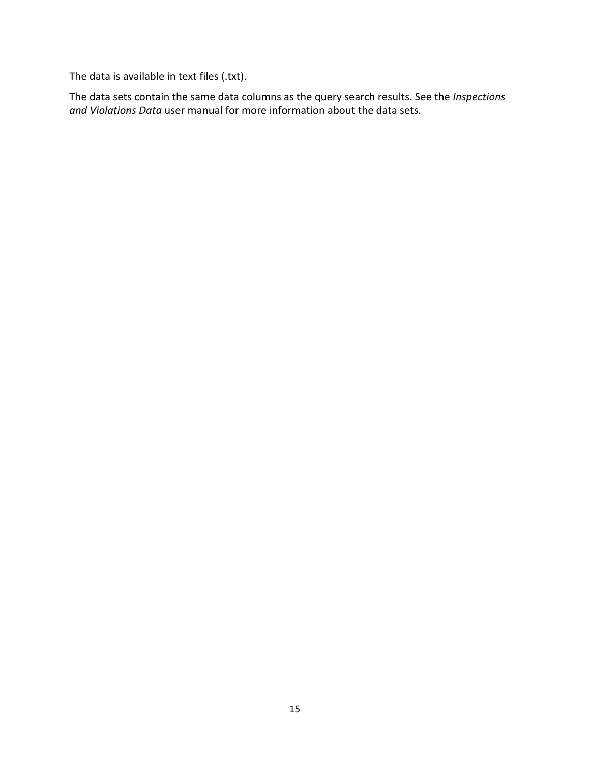The data is available in text files (.txt).

The data sets contain the same data columns as the query search results. See the *Inspections and Violations Data* user manual for more information about the data sets.